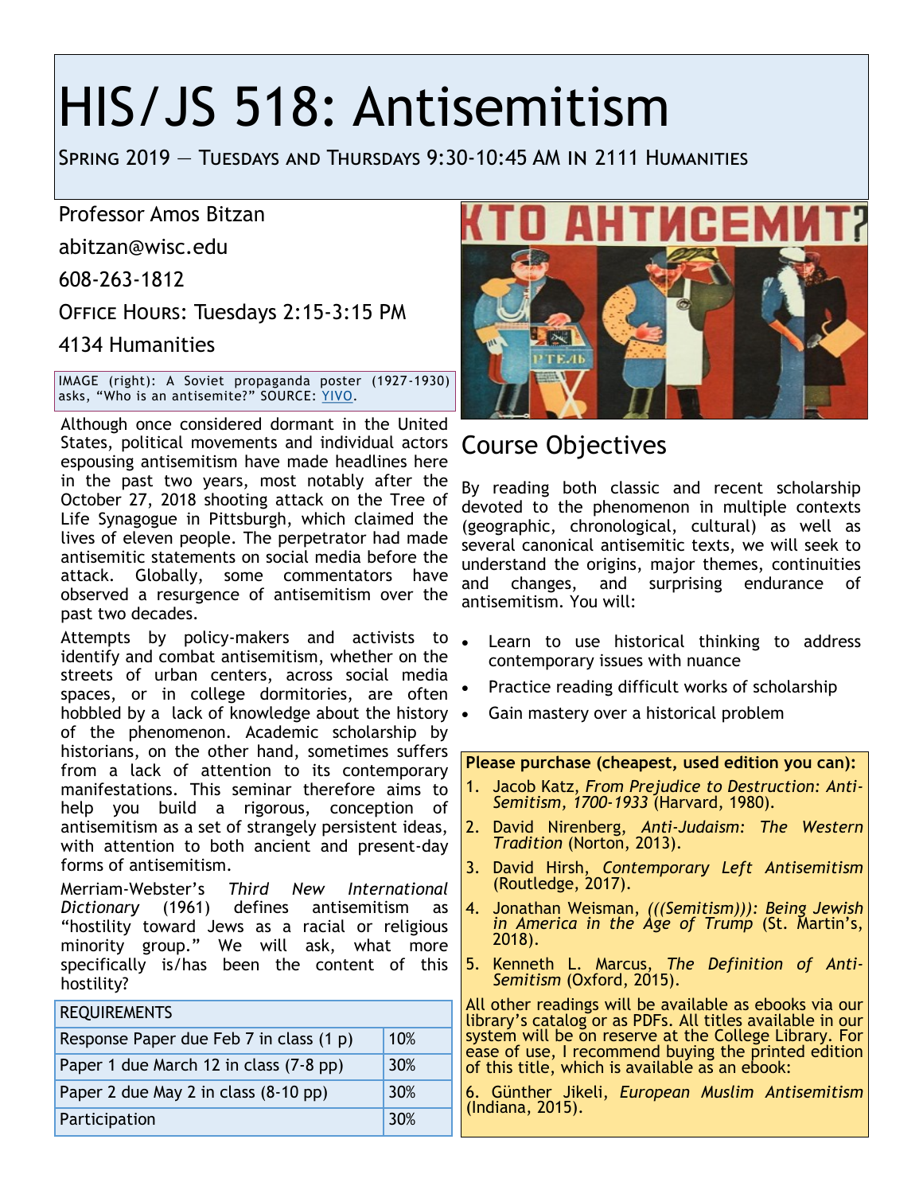# HIS/JS 518: Antisemitism

SPRING 2019 — TUESDAYS AND THURSDAYS 9:30-10:45 AM IN 2111 HUMANITIES

Professor Amos Bitzan

abitzan@wisc.edu

608-263-1812

OFFICE HOURS: Tuesdays 2:15-3:15 PM

4134 Humanities

IMAGE (right): A Soviet propaganda poster (1927-1930) asks, "Who is an antisemite?" SOURCE: YIVO.

Although once considered dormant in the United States, political movements and individual actors espousing antisemitism have made headlines here in the past two years, most notably after the October 27, 2018 shooting attack on the Tree of Life Synagogue in Pittsburgh, which claimed the lives of eleven people. The perpetrator had made antisemitic statements on social media before the attack. Globally, some commentators have observed a resurgence of antisemitism over the past two decades.

Attempts by policy-makers and activists to identify and combat antisemitism, whether on the streets of urban centers, across social media spaces, or in college dormitories, are often hobbled by a lack of knowledge about the history of the phenomenon. Academic scholarship by historians, on the other hand, sometimes suffers from a lack of attention to its contemporary manifestations. This seminar therefore aims to help you build a rigorous, conception of antisemitism as a set of strangely persistent ideas, with attention to both ancient and present-day forms of antisemitism.

Merriam-Webster's *Third New International Dictionary* (1961) defines antisemitism as "hostility toward Jews as a racial or religious minority group." We will ask, what more specifically is/has been the content of this hostility?

| REQUIREMENTS | |
|---|---|
| Response Paper due Feb 7 in class (1 p) | 10% |
| Paper 1 due March 12 in class (7-8 pp) | 30% |
| Paper 2 due May 2 in class (8-10 pp) | 30% |
| Participation | 30% |

## Course Objectives

By reading both classic and recent scholarship devoted to the phenomenon in multiple contexts (geographic, chronological, cultural) as well as several canonical antisemitic texts, we will seek to understand the origins, major themes, continuities and changes, and surprising endurance of antisemitism. You will:

- Learn to use historical thinking to address contemporary issues with nuance
- Practice reading difficult works of scholarship
- Gain mastery over a historical problem

**Please purchase (cheapest, used edition you can):**

1. Jacob Katz, *From Prejudice to Destruction: Anti-Semitism, 1700-1933* (Harvard, 1980).
2. David Nirenberg, *Anti-Judaism: The Western Tradition* (Norton, 2013).
3. David Hirsh, *Contemporary Left Antisemitism* (Routledge, 2017).
4. Jonathan Weisman, *(((Semitism))): Being Jewish in America in the Age of Trump* (St. Martin's, 2018).
5. Kenneth L. Marcus, *The Definition of Anti-Semitism* (Oxford, 2015).

All other readings will be available as ebooks via our library's catalog or as PDFs. All titles available in our system will be on reserve at the College Library. For ease of use, I recommend buying the printed edition of this title, which is available as an ebook:

6. Günther Jikeli, *European Muslim Antisemitism* (Indiana, 2015).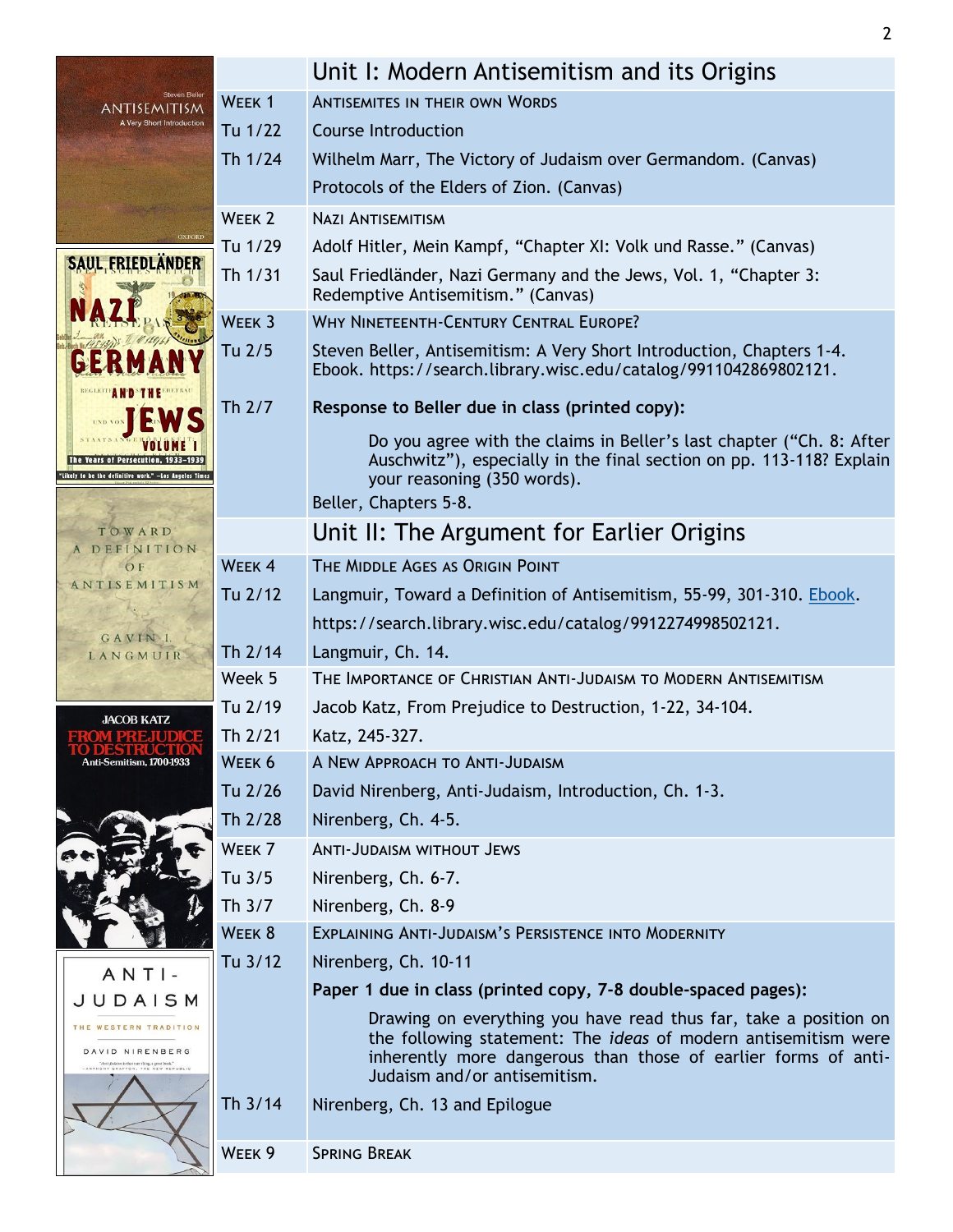## Unit I: Modern Antisemitism and its Origins

| | |
|---|---|
| **Week 1** | **Antisemites in Their Own Words** |
| Tu 1/22 | Course Introduction |
| Th 1/24 | Wilhelm Marr, The Victory of Judaism over Germandom. (Canvas) |
| | Protocols of the Elders of Zion. (Canvas) |
| **Week 2** | **Nazi Antisemitism** |
| Tu 1/29 | Adolf Hitler, Mein Kampf, "Chapter XI: Volk und Rasse." (Canvas) |
| Th 1/31 | Saul Friedländer, Nazi Germany and the Jews, Vol. 1, "Chapter 3: Redemptive Antisemitism." (Canvas) |
| **Week 3** | **Why Nineteenth-Century Central Europe?** |
| Tu 2/5 | Steven Beller, Antisemitism: A Very Short Introduction, Chapters 1-4. Ebook. https://search.library.wisc.edu/catalog/9911042869802121. |
| Th 2/7 | **Response to Beller due in class (printed copy):** |
| | Do you agree with the claims in Beller's last chapter ("Ch. 8: After Auschwitz"), especially in the final section on pp. 113-118? Explain your reasoning (350 words). |
| | Beller, Chapters 5-8. |

## Unit II: The Argument for Earlier Origins

| | |
|---|---|
| **Week 4** | **The Middle Ages as Origin Point** |
| Tu 2/12 | Langmuir, Toward a Definition of Antisemitism, 55-99, 301-310. Ebook. |
| | https://search.library.wisc.edu/catalog/9912274998502121. |
| Th 2/14 | Langmuir, Ch. 14. |
| **Week 5** | **The Importance of Christian Anti-Judaism to Modern Antisemitism** |
| Tu 2/19 | Jacob Katz, From Prejudice to Destruction, 1-22, 34-104. |
| Th 2/21 | Katz, 245-327. |
| **Week 6** | **A New Approach to Anti-Judaism** |
| Tu 2/26 | David Nirenberg, Anti-Judaism, Introduction, Ch. 1-3. |
| Th 2/28 | Nirenberg, Ch. 4-5. |
| **Week 7** | **Anti-Judaism without Jews** |
| Tu 3/5 | Nirenberg, Ch. 6-7. |
| Th 3/7 | Nirenberg, Ch. 8-9 |
| **Week 8** | **Explaining Anti-Judaism's Persistence into Modernity** |
| Tu 3/12 | Nirenberg, Ch. 10-11 |
| | **Paper 1 due in class (printed copy, 7-8 double-spaced pages):** |
| | Drawing on everything you have read thus far, take a position on the following statement: The *ideas* of modern antisemitism were inherently more dangerous than those of earlier forms of anti-Judaism and/or antisemitism. |
| Th 3/14 | Nirenberg, Ch. 13 and Epilogue |
| **Week 9** | **Spring Break** |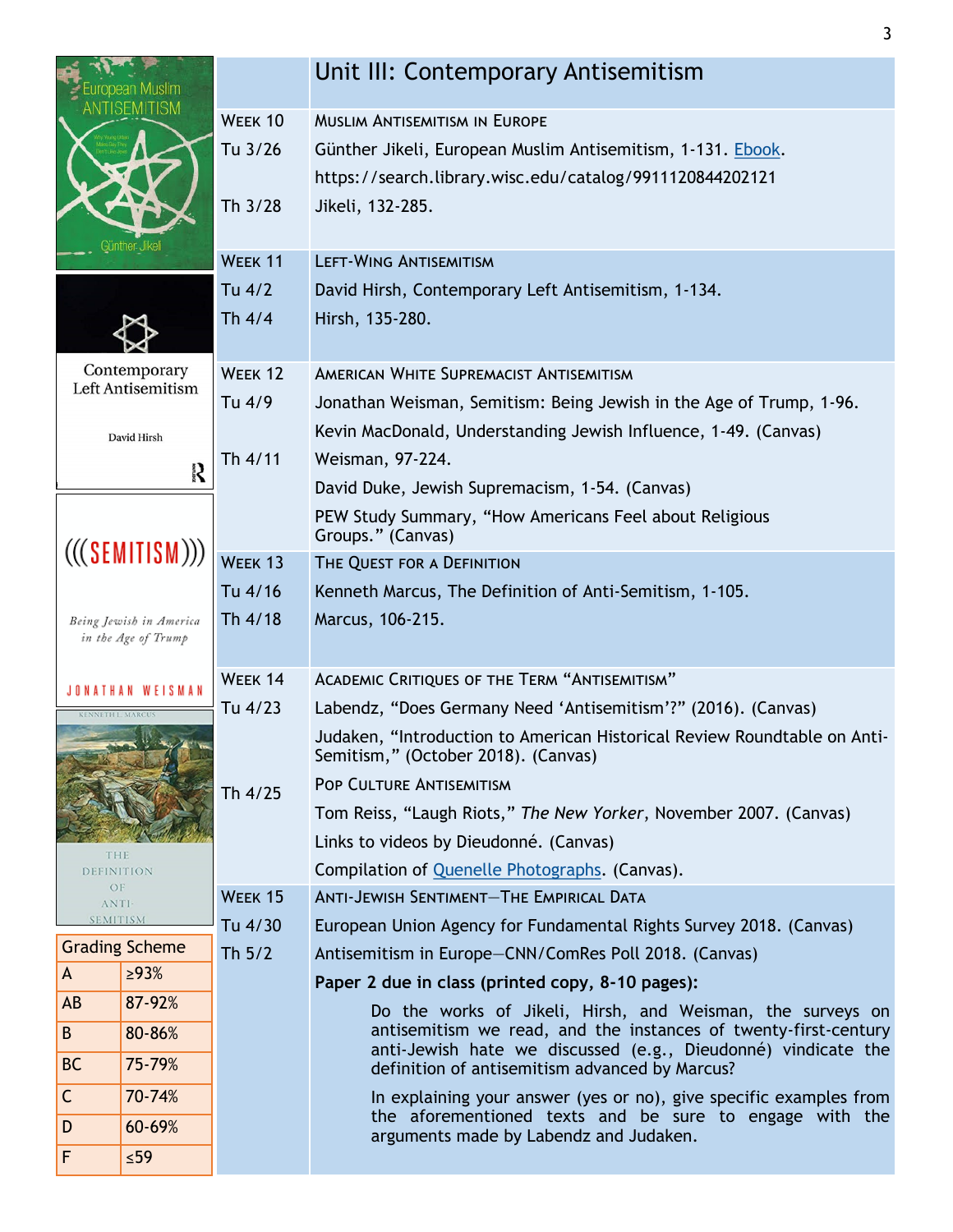## Unit III: Contemporary Antisemitism

**Week 10 — Muslim Antisemitism in Europe**

- Tu 3/26: Günther Jikeli, European Muslim Antisemitism, 1-131. [Ebook](https://search.library.wisc.edu/catalog/9911120844202121). https://search.library.wisc.edu/catalog/9911120844202121
- Th 3/28: Jikeli, 132-285.

**Week 11 — Left-Wing Antisemitism**

- Tu 4/2: David Hirsh, Contemporary Left Antisemitism, 1-134.
- Th 4/4: Hirsh, 135-280.

**Week 12 — American White Supremacist Antisemitism**

- Tu 4/9: Jonathan Weisman, Semitism: Being Jewish in the Age of Trump, 1-96.
  - Kevin MacDonald, Understanding Jewish Influence, 1-49. (Canvas)
- Th 4/11: Weisman, 97-224.
  - David Duke, Jewish Supremacism, 1-54. (Canvas)
  - PEW Study Summary, "How Americans Feel about Religious Groups." (Canvas)

**Week 13 — The Quest for a Definition**

- Tu 4/16: Kenneth Marcus, The Definition of Anti-Semitism, 1-105.
- Th 4/18: Marcus, 106-215.

**Week 14 — Academic Critiques of the Term "Antisemitism"**

- Tu 4/23: Labendz, "Does Germany Need 'Antisemitism'?" (2016). (Canvas)
  - Judaken, "Introduction to American Historical Review Roundtable on Anti-Semitism," (October 2018). (Canvas)

**Pop Culture Antisemitism**

- Th 4/25: Tom Reiss, "Laugh Riots," *The New Yorker*, November 2007. (Canvas)
  - Links to videos by Dieudonné. (Canvas)
  - Compilation of Quenelle Photographs. (Canvas).

**Week 15 — Anti-Jewish Sentiment—The Empirical Data**

- Tu 4/30: European Union Agency for Fundamental Rights Survey 2018. (Canvas)
- Th 5/2: Antisemitism in Europe—CNN/ComRes Poll 2018. (Canvas)

**Paper 2 due in class (printed copy, 8-10 pages):**

> Do the works of Jikeli, Hirsh, and Weisman, the surveys on antisemitism we read, and the instances of twenty-first-century anti-Jewish hate we discussed (e.g., Dieudonné) vindicate the definition of antisemitism advanced by Marcus?
>
> In explaining your answer (yes or no), give specific examples from the aforementioned texts and be sure to engage with the arguments made by Labendz and Judaken.

| Grading Scheme | |
|---|---|
| A | ≥93% |
| AB | 87-92% |
| B | 80-86% |
| BC | 75-79% |
| C | 70-74% |
| D | 60-69% |
| F | ≤59 |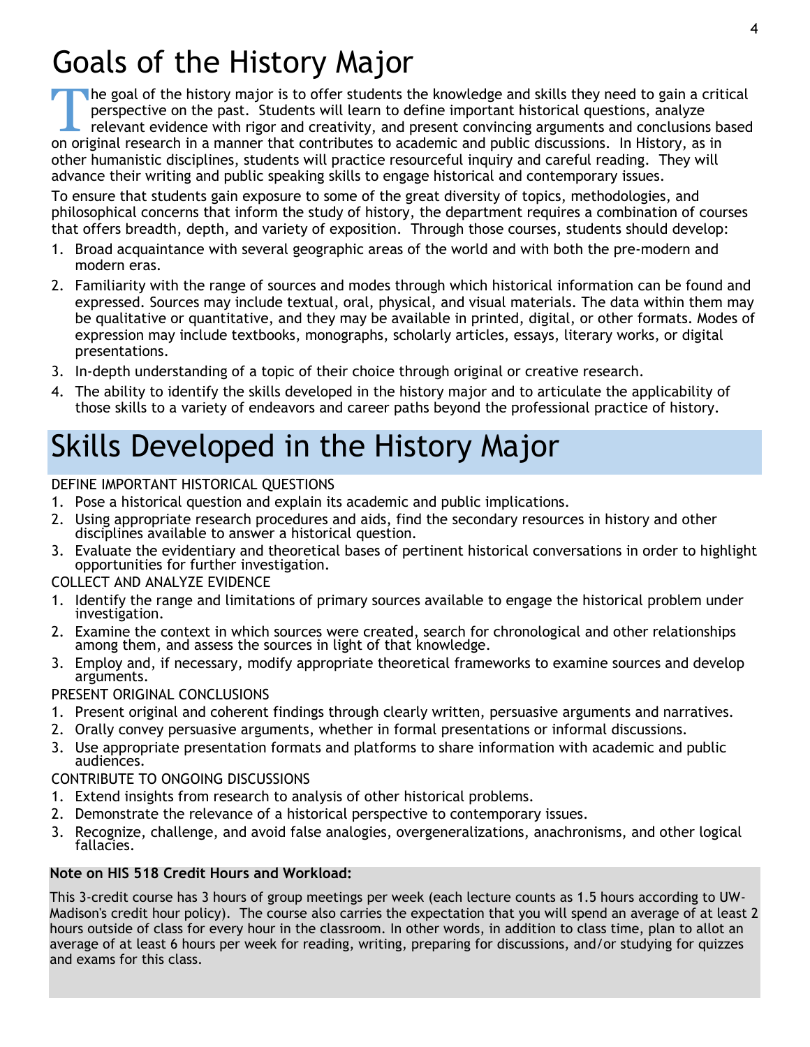# Goals of the History Major

The goal of the history major is to offer students the knowledge and skills they need to gain a critical perspective on the past. Students will learn to define important historical questions, analyze relevant evidence with rigor and creativity, and present convincing arguments and conclusions based on original research in a manner that contributes to academic and public discussions. In History, as in other humanistic disciplines, students will practice resourceful inquiry and careful reading. They will advance their writing and public speaking skills to engage historical and contemporary issues.

To ensure that students gain exposure to some of the great diversity of topics, methodologies, and philosophical concerns that inform the study of history, the department requires a combination of courses that offers breadth, depth, and variety of exposition. Through those courses, students should develop:

1. Broad acquaintance with several geographic areas of the world and with both the pre-modern and modern eras.
2. Familiarity with the range of sources and modes through which historical information can be found and expressed. Sources may include textual, oral, physical, and visual materials. The data within them may be qualitative or quantitative, and they may be available in printed, digital, or other formats. Modes of expression may include textbooks, monographs, scholarly articles, essays, literary works, or digital presentations.
3. In-depth understanding of a topic of their choice through original or creative research.
4. The ability to identify the skills developed in the history major and to articulate the applicability of those skills to a variety of endeavors and career paths beyond the professional practice of history.

# Skills Developed in the History Major

DEFINE IMPORTANT HISTORICAL QUESTIONS

1. Pose a historical question and explain its academic and public implications.
2. Using appropriate research procedures and aids, find the secondary resources in history and other disciplines available to answer a historical question.
3. Evaluate the evidentiary and theoretical bases of pertinent historical conversations in order to highlight opportunities for further investigation.

COLLECT AND ANALYZE EVIDENCE

1. Identify the range and limitations of primary sources available to engage the historical problem under investigation.
2. Examine the context in which sources were created, search for chronological and other relationships among them, and assess the sources in light of that knowledge.
3. Employ and, if necessary, modify appropriate theoretical frameworks to examine sources and develop arguments.

PRESENT ORIGINAL CONCLUSIONS

1. Present original and coherent findings through clearly written, persuasive arguments and narratives.
2. Orally convey persuasive arguments, whether in formal presentations or informal discussions.
3. Use appropriate presentation formats and platforms to share information with academic and public audiences.

CONTRIBUTE TO ONGOING DISCUSSIONS

1. Extend insights from research to analysis of other historical problems.
2. Demonstrate the relevance of a historical perspective to contemporary issues.
3. Recognize, challenge, and avoid false analogies, overgeneralizations, anachronisms, and other logical fallacies.

**Note on HIS 518 Credit Hours and Workload:**

This 3-credit course has 3 hours of group meetings per week (each lecture counts as 1.5 hours according to UW-Madison's credit hour policy). The course also carries the expectation that you will spend an average of at least 2 hours outside of class for every hour in the classroom. In other words, in addition to class time, plan to allot an average of at least 6 hours per week for reading, writing, preparing for discussions, and/or studying for quizzes and exams for this class.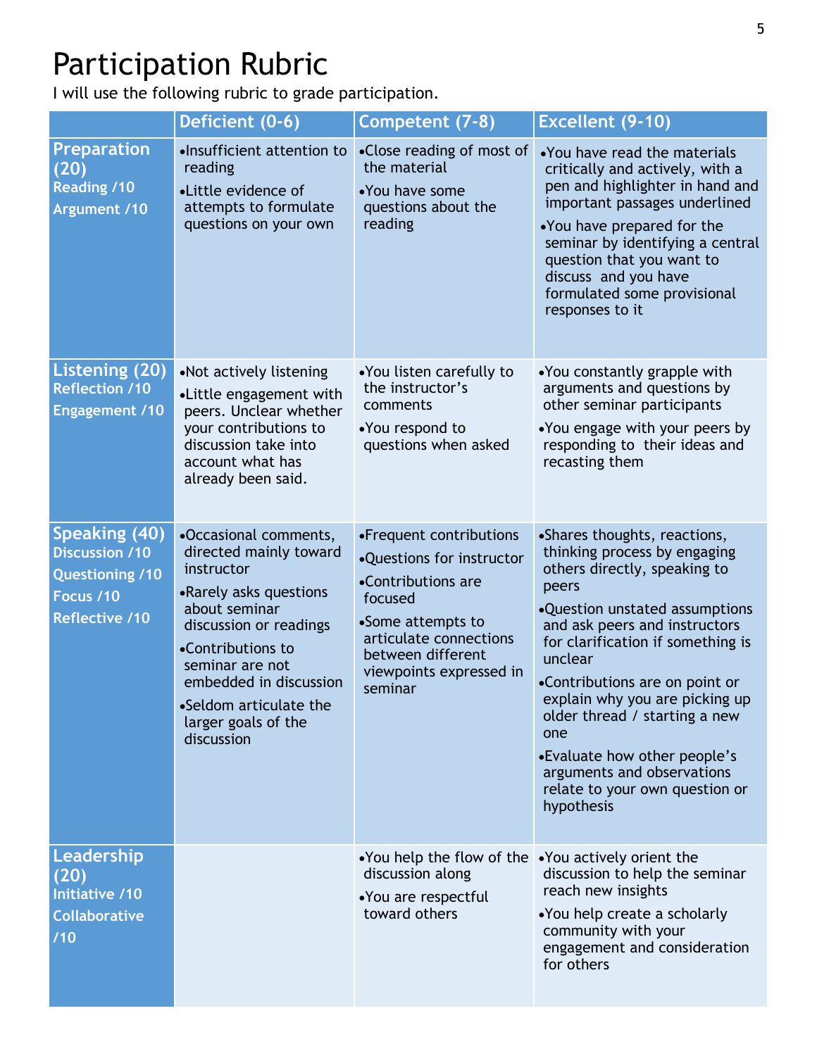# Participation Rubric

I will use the following rubric to grade participation.

| | Deficient (0-6) | Competent (7-8) | Excellent (9-10) |
|---|---|---|---|
| **Preparation (20)**<br>Reading /10<br>Argument /10 | •Insufficient attention to reading<br>•Little evidence of attempts to formulate questions on your own | •Close reading of most of the material<br>•You have some questions about the reading | •You have read the materials critically and actively, with a pen and highlighter in hand and important passages underlined<br>•You have prepared for the seminar by identifying a central question that you want to discuss and you have formulated some provisional responses to it |
| **Listening (20)**<br>Reflection /10<br>Engagement /10 | •Not actively listening<br>•Little engagement with peers. Unclear whether your contributions to discussion take into account what has already been said. | •You listen carefully to the instructor's comments<br>•You respond to questions when asked | •You constantly grapple with arguments and questions by other seminar participants<br>•You engage with your peers by responding to their ideas and recasting them |
| **Speaking (40)**<br>Discussion /10<br>Questioning /10<br>Focus /10<br>Reflective /10 | •Occasional comments, directed mainly toward instructor<br>•Rarely asks questions about seminar discussion or readings<br>•Contributions to seminar are not embedded in discussion<br>•Seldom articulate the larger goals of the discussion | •Frequent contributions<br>•Questions for instructor<br>•Contributions are focused<br>•Some attempts to articulate connections between different viewpoints expressed in seminar | •Shares thoughts, reactions, thinking process by engaging others directly, speaking to peers<br>•Question unstated assumptions and ask peers and instructors for clarification if something is unclear<br>•Contributions are on point or explain why you are picking up older thread / starting a new one<br>•Evaluate how other people's arguments and observations relate to your own question or hypothesis |
| **Leadership (20)**<br>Initiative /10<br>Collaborative /10 | | •You help the flow of the discussion along<br>•You are respectful toward others | •You actively orient the discussion to help the seminar reach new insights<br>•You help create a scholarly community with your engagement and consideration for others |